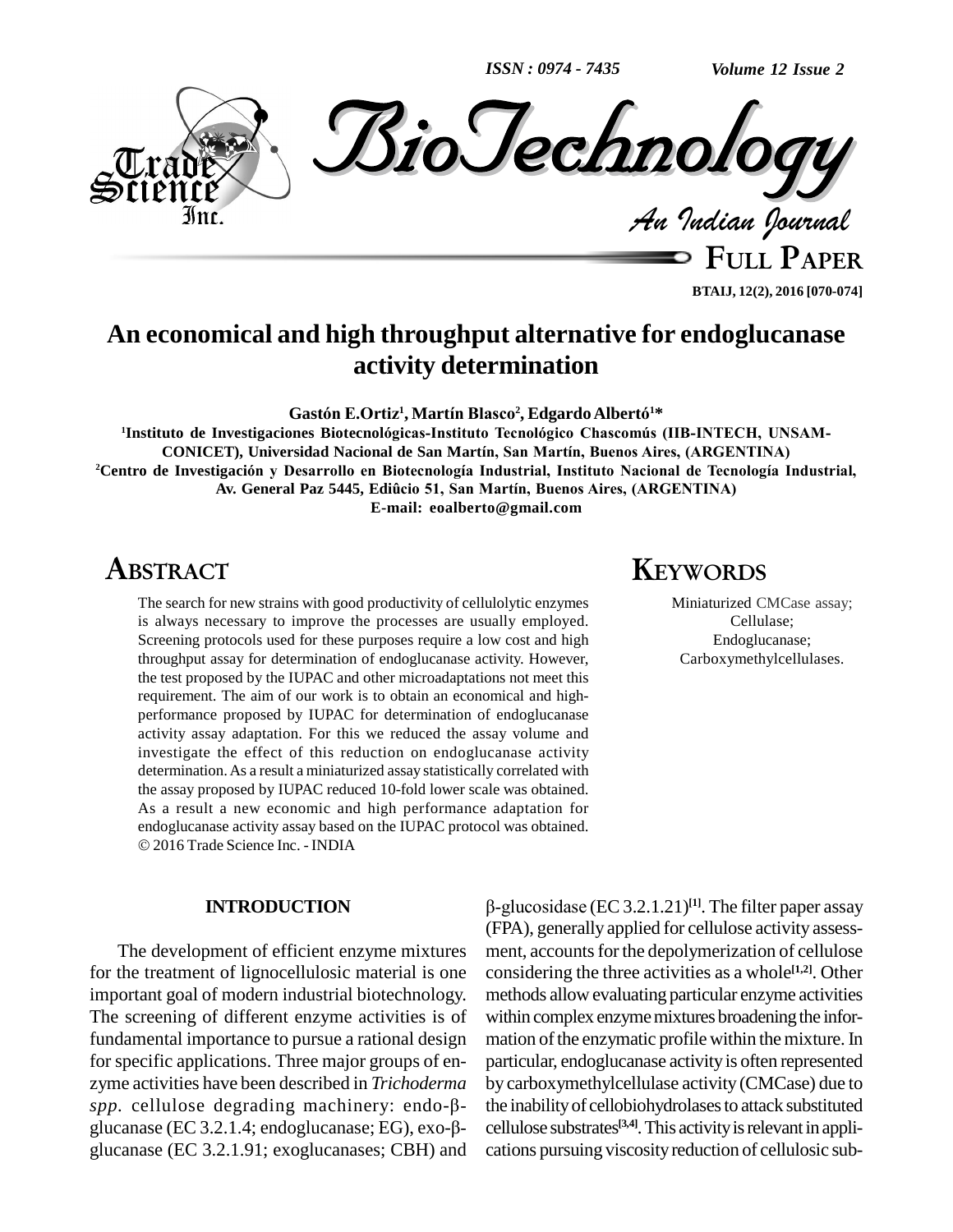# An economical and high throughput alternative for endoglucanase activity determination

**Gastón E.Ortiz[1], Martín Blasco[2], Edgardo Albertó[1]***

[1]Instituto de Investigaciones Biotecnológicas-Instituto Tecnológico Chascomús (IIB-INTECH, UNSAM-CONICET), Universidad Nacional de San Martín, San Martín, Buenos Aires, (ARGENTINA)

[2]Centro de Investigación y Desarrollo en Biotecnología Industrial, Instituto Nacional de Tecnología Industrial, Av. General Paz 5445, Ediûcio 51, San Martín, Buenos Aires, (ARGENTINA)

E-mail: eoalberto@gmail.com

## ABSTRACT

The search for new strains with good productivity of cellulolytic enzymes is always necessary to improve the processes are usually employed. Screening protocols used for these purposes require a low cost and high throughput assay for determination of endoglucanase activity. However, the test proposed by the IUPAC and other microadaptations not meet this requirement. The aim of our work is to obtain an economical and high-performance proposed by IUPAC for determination of endoglucanase activity assay adaptation. For this we reduced the assay volume and investigate the effect of this reduction on endoglucanase activity determination. As a result a miniaturized assay statistically correlated with the assay proposed by IUPAC reduced 10-fold lower scale was obtained. As a result a new economic and high performance adaptation for endoglucanase activity assay based on the IUPAC protocol was obtained.

© 2016 Trade Science Inc. - INDIA

## KEYWORDS

Miniaturized CMCase assay;
Cellulase;
Endoglucanase;
Carboxymethylcellulases.

## INTRODUCTION

The development of efficient enzyme mixtures for the treatment of lignocellulosic material is one important goal of modern industrial biotechnology. The screening of different enzyme activities is of fundamental importance to pursue a rational design for specific applications. Three major groups of enzyme activities have been described in *Trichoderma spp*. cellulose degrading machinery: endo-β-glucanase (EC 3.2.1.4; endoglucanase; EG), exo-β-glucanase (EC 3.2.1.91; exoglucanases; CBH) and β-glucosidase (EC 3.2.1.21)[1]. The filter paper assay (FPA), generally applied for cellulose activity assessment, accounts for the depolymerization of cellulose considering the three activities as a whole[1,2]. Other methods allow evaluating particular enzyme activities within complex enzyme mixtures broadening the information of the enzymatic profile within the mixture. In particular, endoglucanase activity is often represented by carboxymethylcellulase activity (CMCase) due to the inability of cellobiohydrolases to attack substituted cellulose substrates[3,4]. This activity is relevant in applications pursuing viscosity reduction of cellulosic sub-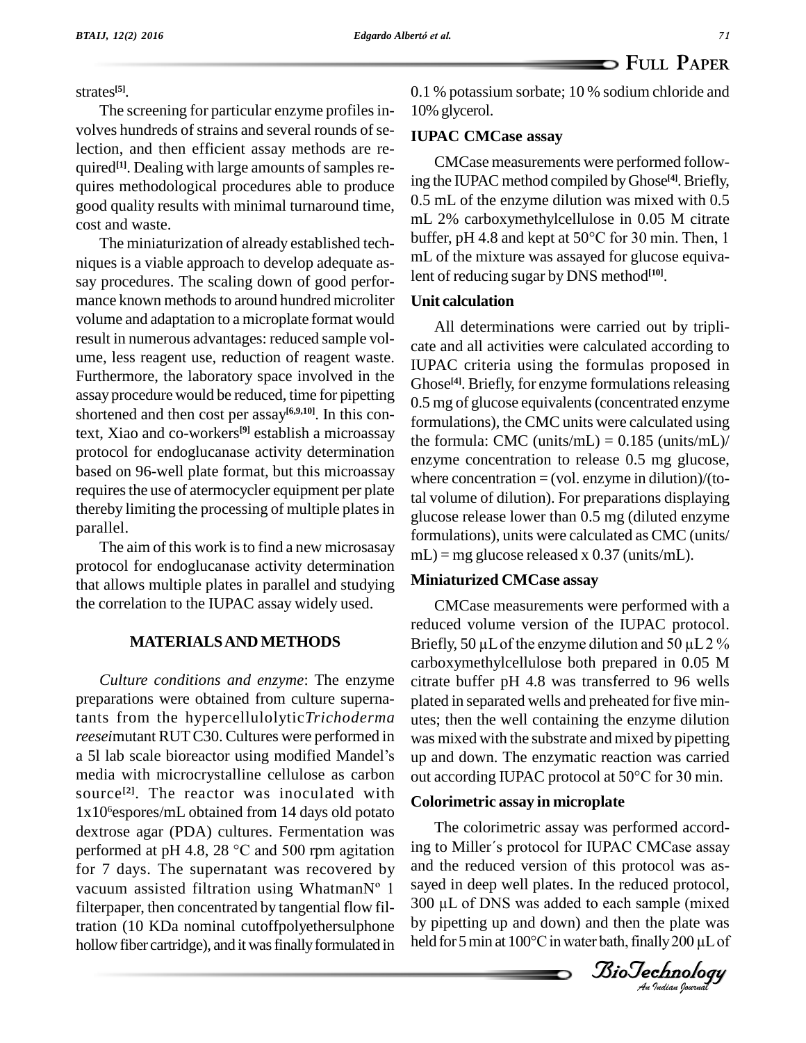strates[5].

The screening for particular enzyme profiles involves hundreds of strains and several rounds of selection, and then efficient assay methods are required[1]. Dealing with large amounts of samples requires methodological procedures able to produce good quality results with minimal turnaround time, cost and waste.

The miniaturization of already established techniques is a viable approach to develop adequate assay procedures. The scaling down of good performance known methods to around hundred microliter volume and adaptation to a microplate format would result in numerous advantages: reduced sample volume, less reagent use, reduction of reagent waste. Furthermore, the laboratory space involved in the assay procedure would be reduced, time for pipetting shortened and then cost per assay[6,9,10]. In this context, Xiao and co-workers[9] establish a microassay protocol for endoglucanase activity determination based on 96-well plate format, but this microassay requires the use of atermocycler equipment per plate thereby limiting the processing of multiple plates in parallel.

The aim of this work is to find a new microsasay protocol for endoglucanase activity determination that allows multiple plates in parallel and studying the correlation to the IUPAC assay widely used.

## MATERIALS AND METHODS

*Culture conditions and enzyme*: The enzyme preparations were obtained from culture supernatants from the hypercellulolytic *Trichoderma reesei* mutant RUT C30. Cultures were performed in a 5l lab scale bioreactor using modified Mandel's media with microcrystalline cellulose as carbon source[2]. The reactor was inoculated with $1x10^6$ espores/mL obtained from 14 days old potato dextrose agar (PDA) cultures. Fermentation was performed at pH 4.8, 28 °C and 500 rpm agitation for 7 days. The supernatant was recovered by vacuum assisted filtration using WhatmanNº 1 filterpaper, then concentrated by tangential flow filtration (10 KDa nominal cutoffpolyethersulphone hollow fiber cartridge), and it was finally formulated in 0.1 % potassium sorbate; 10 % sodium chloride and 10% glycerol.

### IUPAC CMCase assay

CMCase measurements were performed following the IUPAC method compiled by Ghose[4]. Briefly, 0.5 mL of the enzyme dilution was mixed with 0.5 mL 2% carboxymethylcellulose in 0.05 M citrate buffer, pH 4.8 and kept at 50°C for 30 min. Then, 1 mL of the mixture was assayed for glucose equivalent of reducing sugar by DNS method[10].

### Unit calculation

All determinations were carried out by triplicate and all activities were calculated according to IUPAC criteria using the formulas proposed in Ghose[4]. Briefly, for enzyme formulations releasing 0.5 mg of glucose equivalents (concentrated enzyme formulations), the CMC units were calculated using the formula: CMC (units/mL) = 0.185 (units/mL)/ enzyme concentration to release 0.5 mg glucose, where concentration = (vol. enzyme in dilution)/(total volume of dilution). For preparations displaying glucose release lower than 0.5 mg (diluted enzyme formulations), units were calculated as CMC (units/ mL) = mg glucose released x 0.37 (units/mL).

### Miniaturized CMCase assay

CMCase measurements were performed with a reduced volume version of the IUPAC protocol. Briefly, 50 µL of the enzyme dilution and 50 µL 2 % carboxymethylcellulose both prepared in 0.05 M citrate buffer pH 4.8 was transferred to 96 wells plated in separated wells and preheated for five minutes; then the well containing the enzyme dilution was mixed with the substrate and mixed by pipetting up and down. The enzymatic reaction was carried out according IUPAC protocol at 50°C for 30 min.

### Colorimetric assay in microplate

The colorimetric assay was performed according to Miller´s protocol for IUPAC CMCase assay and the reduced version of this protocol was assayed in deep well plates. In the reduced protocol, 300 µL of DNS was added to each sample (mixed by pipetting up and down) and then the plate was held for 5 min at 100°C in water bath, finally 200 µL of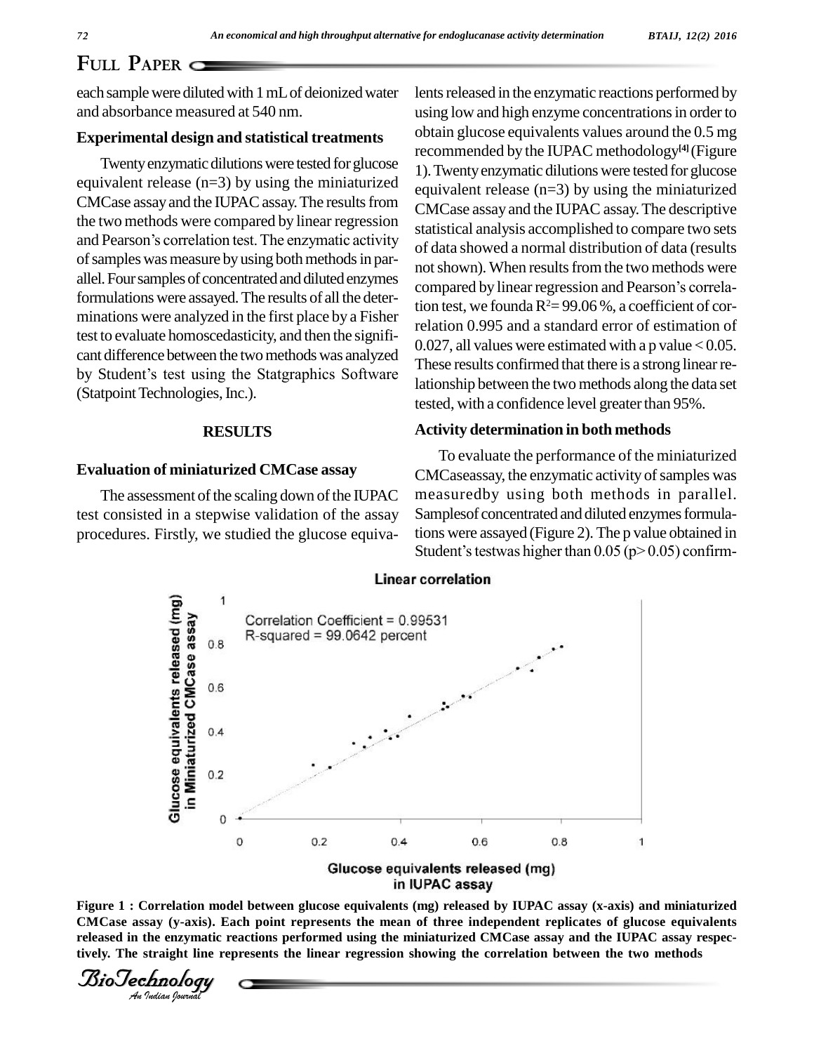each sample were diluted with 1 mL of deionized water and absorbance measured at 540 nm.

### Experimental design and statistical treatments

Twenty enzymatic dilutions were tested for glucose equivalent release (n=3) by using the miniaturized CMCase assay and the IUPAC assay. The results from the two methods were compared by linear regression and Pearson's correlation test. The enzymatic activity of samples was measure by using both methods in parallel. Four samples of concentrated and diluted enzymes formulations were assayed. The results of all the determinations were analyzed in the first place by a Fisher test to evaluate homoscedasticity, and then the significant difference between the two methods was analyzed by Student's test using the Statgraphics Software (Statpoint Technologies, Inc.).

## RESULTS

### Evaluation of miniaturized CMCase assay

The assessment of the scaling down of the IUPAC test consisted in a stepwise validation of the assay procedures. Firstly, we studied the glucose equivalents released in the enzymatic reactions performed by using low and high enzyme concentrations in order to obtain glucose equivalents values around the 0.5 mg recommended by the IUPAC methodology[4] (Figure 1). Twenty enzymatic dilutions were tested for glucose equivalent release (n=3) by using the miniaturized CMCase assay and the IUPAC assay. The descriptive statistical analysis accomplished to compare two sets of data showed a normal distribution of data (results not shown). When results from the two methods were compared by linear regression and Pearson's correlation test, we founda $R^2$= 99.06 %, a coefficient of correlation 0.995 and a standard error of estimation of 0.027, all values were estimated with a p value $< 0.05$. These results confirmed that there is a strong linear relationship between the two methods along the data set tested, with a confidence level greater than 95%.

### Activity determination in both methods

To evaluate the performance of the miniaturized CMCaseassay, the enzymatic activity of samples was measuredby using both methods in parallel. Samplesof concentrated and diluted enzymes formulations were assayed (Figure 2). The p value obtained in Student's testwas higher than 0.05 ($p > 0.05$) confirm-

**Figure 1 : Correlation model between glucose equivalents (mg) released by IUPAC assay (x-axis) and miniaturized CMCase assay (y-axis). Each point represents the mean of three independent replicates of glucose equivalents released in the enzymatic reactions performed using the miniaturized CMCase assay and the IUPAC assay respectively. The straight line represents the linear regression showing the correlation between the two methods**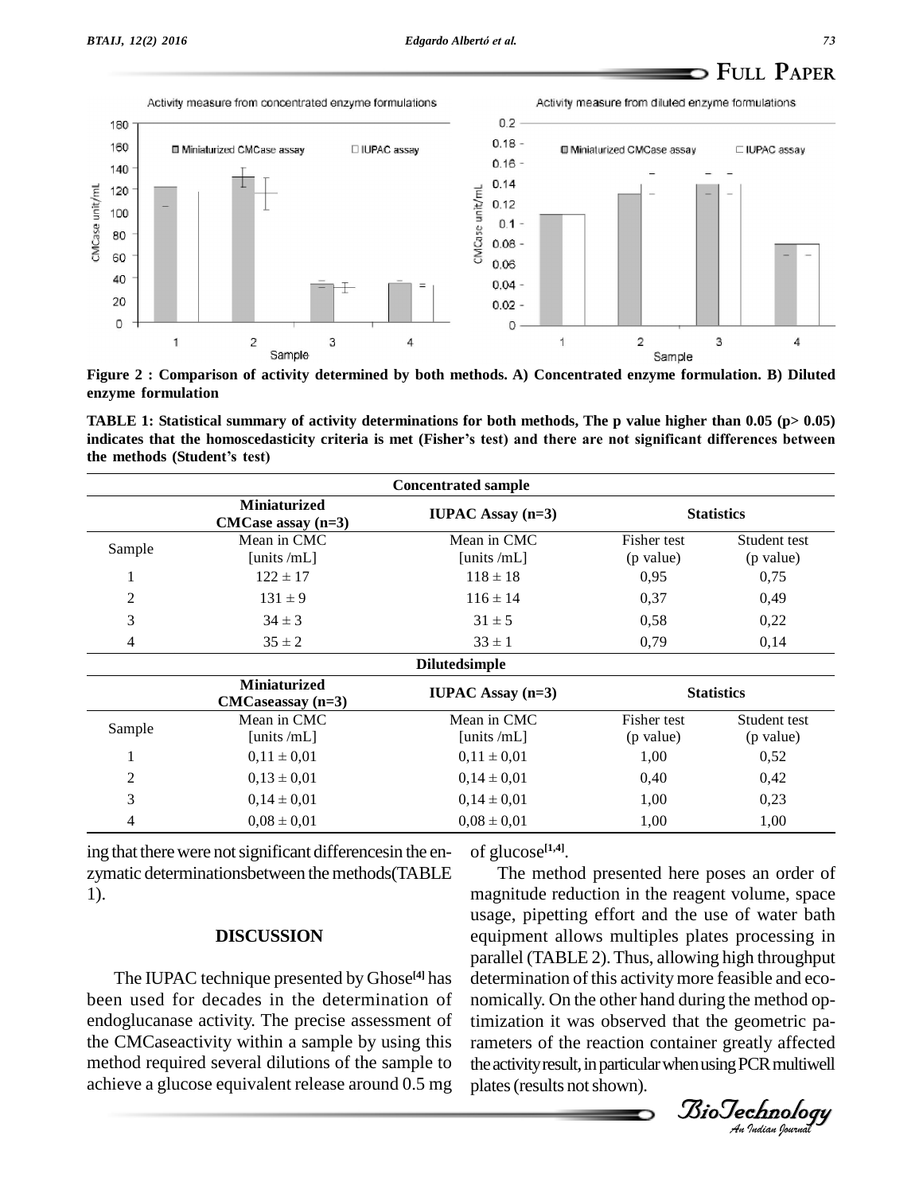Figure 2 : Comparison of activity determined by both methods. A) Concentrated enzyme formulation. B) Diluted enzyme formulation

TABLE 1: Statistical summary of activity determinations for both methods, The p value higher than 0.05 (p> 0.05) indicates that the homoscedasticity criteria is met (Fisher's test) and there are not significant differences between the methods (Student's test)

| Concentrated sample | | | | |
|---|---|---|---|---|
| | Miniaturized CMCase assay (n=3) | IUPAC Assay (n=3) | Statistics | |
| Sample | Mean in CMC [units /mL] | Mean in CMC [units /mL] | Fisher test (p value) | Student test (p value) |
| 1 | 122 ± 17 | 118 ± 18 | 0,95 | 0,75 |
| 2 | 131 ± 9 | 116 ± 14 | 0,37 | 0,49 |
| 3 | 34 ± 3 | 31 ± 5 | 0,58 | 0,22 |
| 4 | 35 ± 2 | 33 ± 1 | 0,79 | 0,14 |
| **Dilutedsimple** | | | | |
| | Miniaturized CMCaseassay (n=3) | IUPAC Assay (n=3) | Statistics | |
| Sample | Mean in CMC [units /mL] | Mean in CMC [units /mL] | Fisher test (p value) | Student test (p value) |
| 1 | 0,11 ± 0,01 | 0,11 ± 0,01 | 1,00 | 0,52 |
| 2 | 0,13 ± 0,01 | 0,14 ± 0,01 | 0,40 | 0,42 |
| 3 | 0,14 ± 0,01 | 0,14 ± 0,01 | 1,00 | 0,23 |
| 4 | 0,08 ± 0,01 | 0,08 ± 0,01 | 1,00 | 1,00 |

ing that there were not significant differencesin the enzymatic determinationsbetween the methods(TABLE 1).

## DISCUSSION

The IUPAC technique presented by Ghose[4] has been used for decades in the determination of endoglucanase activity. The precise assessment of the CMCaseactivity within a sample by using this method required several dilutions of the sample to achieve a glucose equivalent release around 0.5 mg of glucose[1,4].

The method presented here poses an order of magnitude reduction in the reagent volume, space usage, pipetting effort and the use of water bath equipment allows multiples plates processing in parallel (TABLE 2). Thus, allowing high throughput determination of this activity more feasible and economically. On the other hand during the method optimization it was observed that the geometric parameters of the reaction container greatly affected the activity result, in particular when using PCR multiwell plates (results not shown).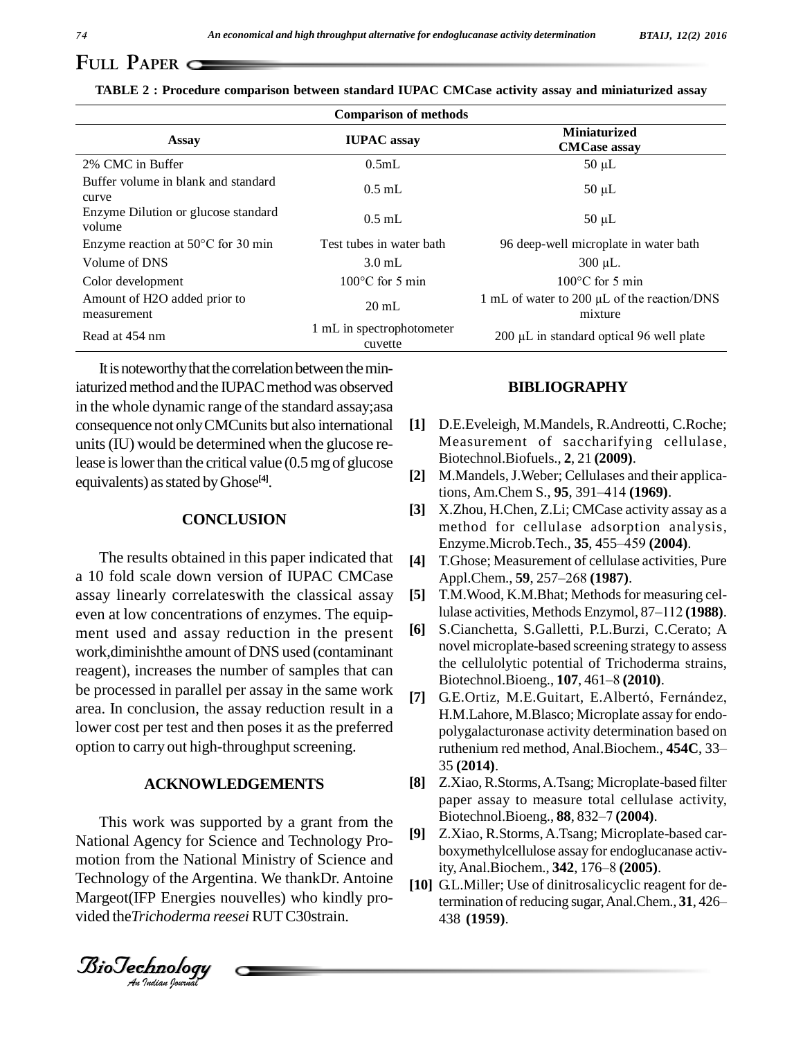**TABLE 2 : Procedure comparison between standard IUPAC CMCase activity assay and miniaturized assay**

| Comparison of methods | | |
|---|---|---|
| **Assay** | **IUPAC assay** | **Miniaturized CMCase assay** |
| 2% CMC in Buffer | 0.5mL | 50 µL |
| Buffer volume in blank and standard curve | 0.5 mL | 50 µL |
| Enzyme Dilution or glucose standard volume | 0.5 mL | 50 µL |
| Enzyme reaction at 50°C for 30 min | Test tubes in water bath | 96 deep-well microplate in water bath |
| Volume of DNS | 3.0 mL | 300 µL. |
| Color development | 100°C for 5 min | 100°C for 5 min |
| Amount of H2O added prior to measurement | 20 mL | 1 mL of water to 200 µL of the reaction/DNS mixture |
| Read at 454 nm | 1 mL in spectrophotometer cuvette | 200 µL in standard optical 96 well plate |

It is noteworthy that the correlation between the miniaturized method and the IUPAC method was observed in the whole dynamic range of the standard assay;asa consequence not only CMCunits but also international units (IU) would be determined when the glucose release is lower than the critical value (0.5 mg of glucose equivalents) as stated by Ghose[4].

## CONCLUSION

The results obtained in this paper indicated that a 10 fold scale down version of IUPAC CMCase assay linearly correlateswith the classical assay even at low concentrations of enzymes. The equipment used and assay reduction in the present work,diminishthe amount of DNS used (contaminant reagent), increases the number of samples that can be processed in parallel per assay in the same work area. In conclusion, the assay reduction result in a lower cost per test and then poses it as the preferred option to carry out high-throughput screening.

## ACKNOWLEDGEMENTS

This work was supported by a grant from the National Agency for Science and Technology Promotion from the National Ministry of Science and Technology of the Argentina. We thankDr. Antoine Margeot(IFP Energies nouvelles) who kindly provided the*Trichoderma reesei* RUT C30strain.

## BIBLIOGRAPHY

[1] D.E.Eveleigh, M.Mandels, R.Andreotti, C.Roche; Measurement of saccharifying cellulase, Biotechnol.Biofuels., **2**, 21 **(2009)**.

[2] M.Mandels, J.Weber; Cellulases and their applications, Am.Chem S., **95**, 391–414 **(1969)**.

[3] X.Zhou, H.Chen, Z.Li; CMCase activity assay as a method for cellulase adsorption analysis, Enzyme.Microb.Tech., **35**, 455–459 **(2004)**.

[4] T.Ghose; Measurement of cellulase activities, Pure Appl.Chem., **59**, 257–268 **(1987)**.

[5] T.M.Wood, K.M.Bhat; Methods for measuring cellulase activities, Methods Enzymol, 87–112 **(1988)**.

[6] S.Cianchetta, S.Galletti, P.L.Burzi, C.Cerato; A novel microplate-based screening strategy to assess the cellulolytic potential of Trichoderma strains, Biotechnol.Bioeng., **107**, 461–8 **(2010)**.

[7] G.E.Ortiz, M.E.Guitart, E.Albertó, Fernández, H.M.Lahore, M.Blasco; Microplate assay for endopolygalacturonase activity determination based on ruthenium red method, Anal.Biochem., **454C**, 33–35 **(2014)**.

[8] Z.Xiao, R.Storms, A.Tsang; Microplate-based filter paper assay to measure total cellulase activity, Biotechnol.Bioeng., **88**, 832–7 **(2004)**.

[9] Z.Xiao, R.Storms, A.Tsang; Microplate-based carboxymethylcellulose assay for endoglucanase activity, Anal.Biochem., **342**, 176–8 **(2005)**.

[10] G.L.Miller; Use of dinitrosalicyclic reagent for determination of reducing sugar, Anal.Chem., **31**, 426–438 **(1959)**.